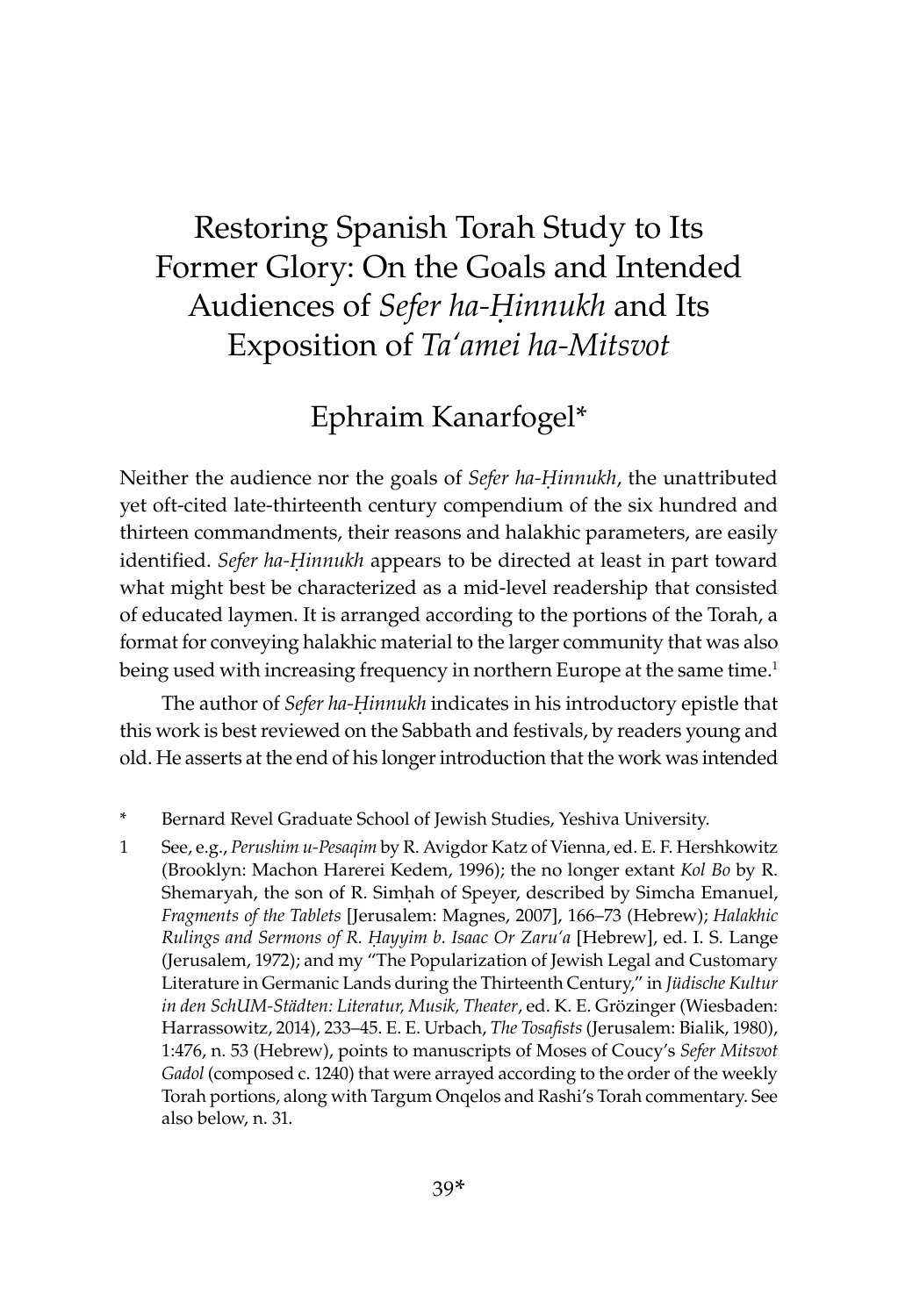# Restoring Spanish Torah Study to Its Former Glory: On the Goals and Intended Audiences of *Sefer ha-Ḥinnukh* and Its Exposition of *Ta'amei ha-Mitsvot*

## Ephraim Kanarfogel*

Neither the audience nor the goals of *Sefer ha-Ḥinnukh*, the unattributed yet oft-cited late-thirteenth century compendium of the six hundred and thirteen commandments, their reasons and halakhic parameters, are easily identified. *Sefer ha-Ḥinnukh* appears to be directed at least in part toward what might best be characterized as a mid-level readership that consisted of educated laymen. It is arranged according to the portions of the Torah, a format for conveying halakhic material to the larger community that was also being used with increasing frequency in northern Europe at the same time.[1]

The author of *Sefer ha-Ḥinnukh* indicates in his introductory epistle that this work is best reviewed on the Sabbath and festivals, by readers young and old. He asserts at the end of his longer introduction that the work was intended

---

\* Bernard Revel Graduate School of Jewish Studies, Yeshiva University.

1 See, e.g., *Perushim u-Pesaqim* by R. Avigdor Katz of Vienna, ed. E. F. Hershkowitz (Brooklyn: Machon Harerei Kedem, 1996); the no longer extant *Kol Bo* by R. Shemaryah, the son of R. Simḥah of Speyer, described by Simcha Emanuel, *Fragments of the Tablets* [Jerusalem: Magnes, 2007], 166–73 (Hebrew); *Halakhic Rulings and Sermons of R. Ḥayyim b. Isaac Or Zaru'a* [Hebrew], ed. I. S. Lange (Jerusalem, 1972); and my "The Popularization of Jewish Legal and Customary Literature in Germanic Lands during the Thirteenth Century," in *Jüdische Kultur in den SchUM-Städten: Literatur, Musik, Theater*, ed. K. E. Grözinger (Wiesbaden: Harrassowitz, 2014), 233–45. E. E. Urbach, *The Tosafists* (Jerusalem: Bialik, 1980), 1:476, n. 53 (Hebrew), points to manuscripts of Moses of Coucy's *Sefer Mitsvot Gadol* (composed c. 1240) that were arrayed according to the order of the weekly Torah portions, along with Targum Onqelos and Rashi's Torah commentary. See also below, n. 31.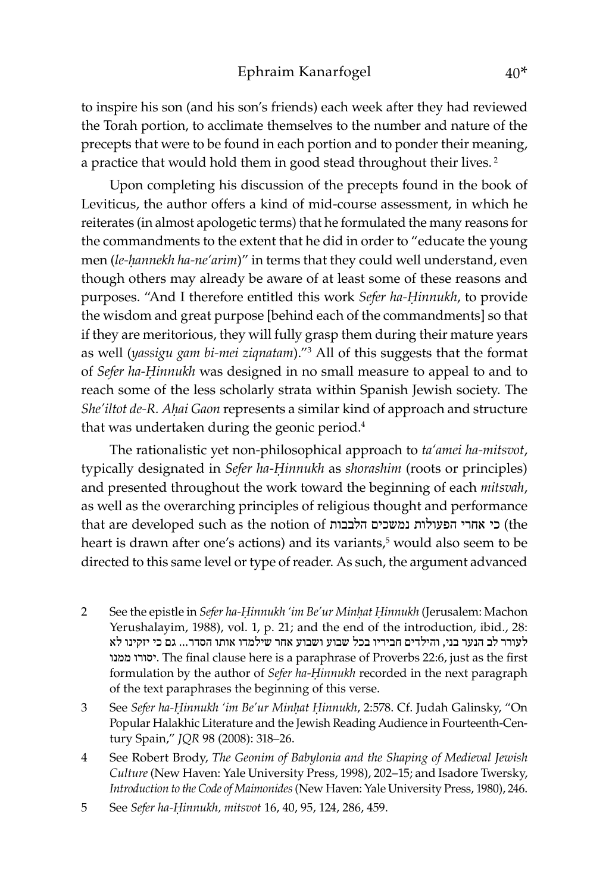to inspire his son (and his son's friends) each week after they had reviewed the Torah portion, to acclimate themselves to the number and nature of the precepts that were to be found in each portion and to ponder their meaning, a practice that would hold them in good stead throughout their lives.[2]

Upon completing his discussion of the precepts found in the book of Leviticus, the author offers a kind of mid-course assessment, in which he reiterates (in almost apologetic terms) that he formulated the many reasons for the commandments to the extent that he did in order to "educate the young men (*le-ḥannekh ha-ne'arim*)" in terms that they could well understand, even though others may already be aware of at least some of these reasons and purposes. "And I therefore entitled this work *Sefer ha-Ḥinnukh*, to provide the wisdom and great purpose [behind each of the commandments] so that if they are meritorious, they will fully grasp them during their mature years as well (*yassigu gam bi-mei ziqnatam*)."[3] All of this suggests that the format of *Sefer ha-Ḥinnukh* was designed in no small measure to appeal to and to reach some of the less scholarly strata within Spanish Jewish society. The *She'iltot de-R. Aḥai Gaon* represents a similar kind of approach and structure that was undertaken during the geonic period.[4]

The rationalistic yet non-philosophical approach to *ta'amei ha-mitsvot*, typically designated in *Sefer ha-Ḥinnukh* as *shorashim* (roots or principles) and presented throughout the work toward the beginning of each *mitsvah*, as well as the overarching principles of religious thought and performance that are developed such as the notion of כי אחרי הפעולות נמשכים הלבבות (the heart is drawn after one's actions) and its variants,[5] would also seem to be directed to this same level or type of reader. As such, the argument advanced

2 See the epistle in *Sefer ha-Ḥinnukh 'im Be'ur Minḥat Ḥinnukh* (Jerusalem: Machon Yerushalayim, 1988), vol. 1, p. 21; and the end of the introduction, ibid., 28: לעורר לב הנער בני, והילדים חביריו בכל שבוע ושבוע אחר שילמדו אותו הסדר... גם כי יזקינו לא יסורו ממנו. The final clause here is a paraphrase of Proverbs 22:6, just as the first formulation by the author of *Sefer ha-Ḥinnukh* recorded in the next paragraph of the text paraphrases the beginning of this verse.

3 See *Sefer ha-Ḥinnukh 'im Be'ur Minḥat Ḥinnukh*, 2:578. Cf. Judah Galinsky, "On Popular Halakhic Literature and the Jewish Reading Audience in Fourteenth-Century Spain," *JQR* 98 (2008): 318–26.

4 See Robert Brody, *The Geonim of Babylonia and the Shaping of Medieval Jewish Culture* (New Haven: Yale University Press, 1998), 202–15; and Isadore Twersky, *Introduction to the Code of Maimonides* (New Haven: Yale University Press, 1980), 246.

5 See *Sefer ha-Ḥinnukh, mitsvot* 16, 40, 95, 124, 286, 459.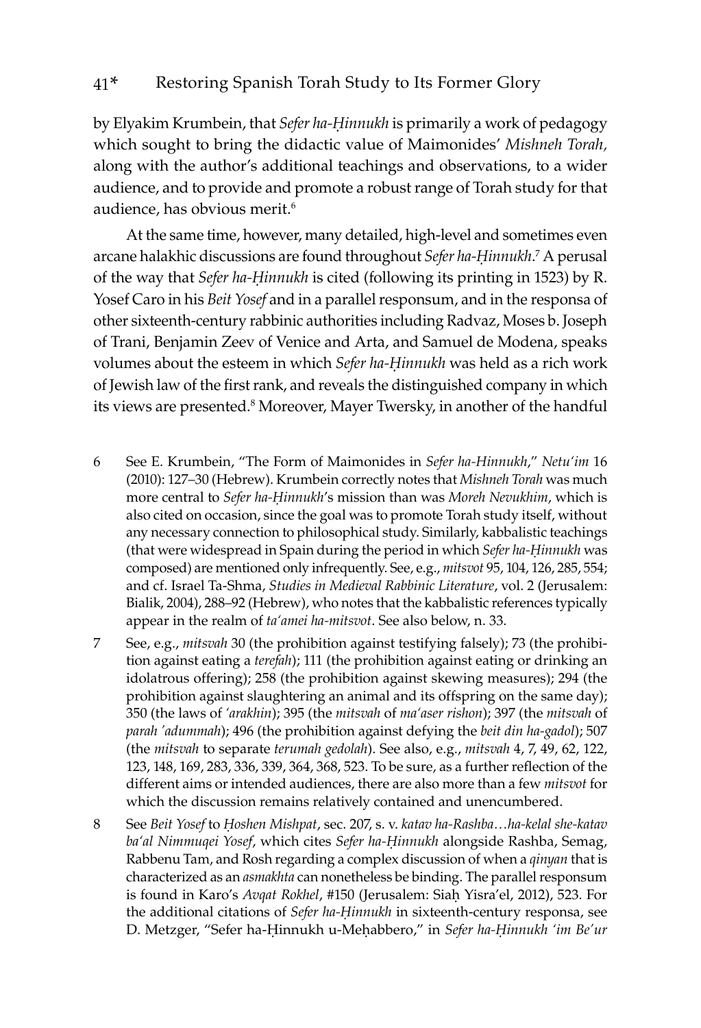by Elyakim Krumbein, that *Sefer ha-Ḥinnukh* is primarily a work of pedagogy which sought to bring the didactic value of Maimonides' *Mishneh Torah*, along with the author's additional teachings and observations, to a wider audience, and to provide and promote a robust range of Torah study for that audience, has obvious merit.[6]

At the same time, however, many detailed, high-level and sometimes even arcane halakhic discussions are found throughout *Sefer ha-Ḥinnukh*.[7] A perusal of the way that *Sefer ha-Ḥinnukh* is cited (following its printing in 1523) by R. Yosef Caro in his *Beit Yosef* and in a parallel responsum, and in the responsa of other sixteenth-century rabbinic authorities including Radvaz, Moses b. Joseph of Trani, Benjamin Zeev of Venice and Arta, and Samuel de Modena, speaks volumes about the esteem in which *Sefer ha-Ḥinnukh* was held as a rich work of Jewish law of the first rank, and reveals the distinguished company in which its views are presented.[8] Moreover, Mayer Twersky, in another of the handful

---

6 See E. Krumbein, "The Form of Maimonides in *Sefer ha-Hinnukh*," *Netu'im* 16 (2010): 127–30 (Hebrew). Krumbein correctly notes that *Mishneh Torah* was much more central to *Sefer ha-Ḥinnukh*'s mission than was *Moreh Nevukhim*, which is also cited on occasion, since the goal was to promote Torah study itself, without any necessary connection to philosophical study. Similarly, kabbalistic teachings (that were widespread in Spain during the period in which *Sefer ha-Ḥinnukh* was composed) are mentioned only infrequently. See, e.g., *mitsvot* 95, 104, 126, 285, 554; and cf. Israel Ta-Shma, *Studies in Medieval Rabbinic Literature*, vol. 2 (Jerusalem: Bialik, 2004), 288–92 (Hebrew), who notes that the kabbalistic references typically appear in the realm of *ta'amei ha-mitsvot*. See also below, n. 33.

7 See, e.g., *mitsvah* 30 (the prohibition against testifying falsely); 73 (the prohibition against eating a *terefah*); 111 (the prohibition against eating or drinking an idolatrous offering); 258 (the prohibition against skewing measures); 294 (the prohibition against slaughtering an animal and its offspring on the same day); 350 (the laws of *'arakhin*); 395 (the *mitsvah* of *ma'aser rishon*); 397 (the *mitsvah* of *parah 'adummah*); 496 (the prohibition against defying the *beit din ha-gadol*); 507 (the *mitsvah* to separate *terumah gedolah*). See also, e.g., *mitsvah* 4, 7, 49, 62, 122, 123, 148, 169, 283, 336, 339, 364, 368, 523. To be sure, as a further reflection of the different aims or intended audiences, there are also more than a few *mitsvot* for which the discussion remains relatively contained and unencumbered.

8 See *Beit Yosef* to *Ḥoshen Mishpat*, sec. 207, s. v. *katav ha-Rashba…ha-kelal she-katav ba'al Nimmuqei Yosef*, which cites *Sefer ha-Ḥinnukh* alongside Rashba, Semag, Rabbenu Tam, and Rosh regarding a complex discussion of when a *qinyan* that is characterized as an *asmakhta* can nonetheless be binding. The parallel responsum is found in Karo's *Avqat Rokhel*, #150 (Jerusalem: Siaḥ Yisra'el, 2012), 523. For the additional citations of *Sefer ha-Ḥinnukh* in sixteenth-century responsa, see D. Metzger, "Sefer ha-Ḥinnukh u-Meḥabbero," in *Sefer ha-Ḥinnukh 'im Be'ur*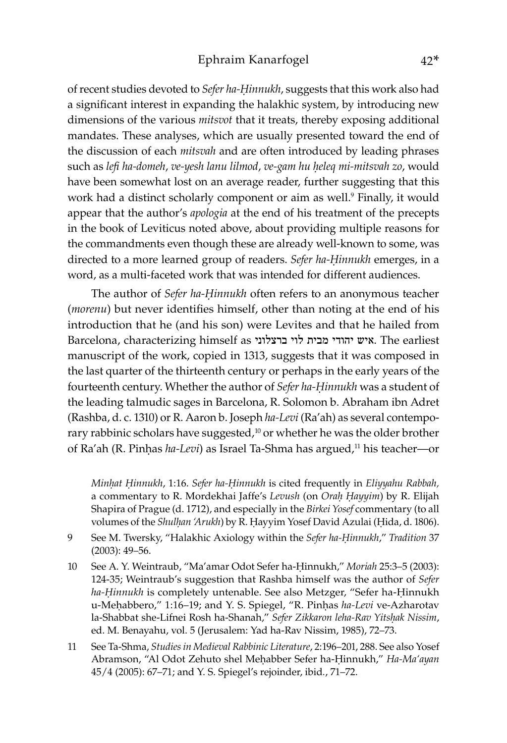of recent studies devoted to *Sefer ha-Ḥinnukh*, suggests that this work also had a significant interest in expanding the halakhic system, by introducing new dimensions of the various *mitsvot* that it treats, thereby exposing additional mandates. These analyses, which are usually presented toward the end of the discussion of each *mitsvah* and are often introduced by leading phrases such as *lefi ha-domeh*, *ve-yesh lanu lilmod*, *ve-gam hu ḥeleq mi-mitsvah zo*, would have been somewhat lost on an average reader, further suggesting that this work had a distinct scholarly component or aim as well.[9] Finally, it would appear that the author's *apologia* at the end of his treatment of the precepts in the book of Leviticus noted above, about providing multiple reasons for the commandments even though these are already well-known to some, was directed to a more learned group of readers. *Sefer ha-Ḥinnukh* emerges, in a word, as a multi-faceted work that was intended for different audiences.

The author of *Sefer ha-Ḥinnukh* often refers to an anonymous teacher (*morenu*) but never identifies himself, other than noting at the end of his introduction that he (and his son) were Levites and that he hailed from Barcelona, characterizing himself as איש יהודי מבית לוי ברצלוני. The earliest manuscript of the work, copied in 1313, suggests that it was composed in the last quarter of the thirteenth century or perhaps in the early years of the fourteenth century. Whether the author of *Sefer ha-Ḥinnukh* was a student of the leading talmudic sages in Barcelona, R. Solomon b. Abraham ibn Adret (Rashba, d. c. 1310) or R. Aaron b. Joseph *ha-Levi* (Ra'ah) as several contemporary rabbinic scholars have suggested,[10] or whether he was the older brother of Ra'ah (R. Pinḥas *ha-Levi*) as Israel Ta-Shma has argued,[11] his teacher—or

*Minḥat Ḥinnukh*, 1:16. *Sefer ha-Ḥinnukh* is cited frequently in *Eliyyahu Rabbah,* a commentary to R. Mordekhai Jaffe's *Levush* (on *Oraḥ Ḥayyim*) by R. Elijah Shapira of Prague (d. 1712), and especially in the *Birkei Yosef* commentary (to all volumes of the *Shulḥan 'Arukh*) by R. Ḥayyim Yosef David Azulai (Ḥida, d. 1806).

9 See M. Twersky, "Halakhic Axiology within the *Sefer ha-Ḥinnukh*," *Tradition* 37 (2003): 49–56.

10 See A. Y. Weintraub, "Ma'amar Odot Sefer ha-Ḥinnukh," *Moriah* 25:3–5 (2003): 124-35; Weintraub's suggestion that Rashba himself was the author of *Sefer ha-Ḥinnukh* is completely untenable. See also Metzger, "Sefer ha-Ḥinnukh u-Meḥabbero," 1:16–19; and Y. S. Spiegel, "R. Pinḥas *ha-Levi* ve-Azharotav la-Shabbat she-Lifnei Rosh ha-Shanah," *Sefer Zikkaron leha-Rav Yitsḥak Nissim*, ed. M. Benayahu, vol. 5 (Jerusalem: Yad ha-Rav Nissim, 1985), 72–73.

11 See Ta-Shma, *Studies in Medieval Rabbinic Literature*, 2:196–201, 288. See also Yosef Abramson, "Al Odot Zehuto shel Meḥabber Sefer ha-Ḥinnukh," *Ha-Ma'ayan* 45/4 (2005): 67–71; and Y. S. Spiegel's rejoinder, ibid., 71–72.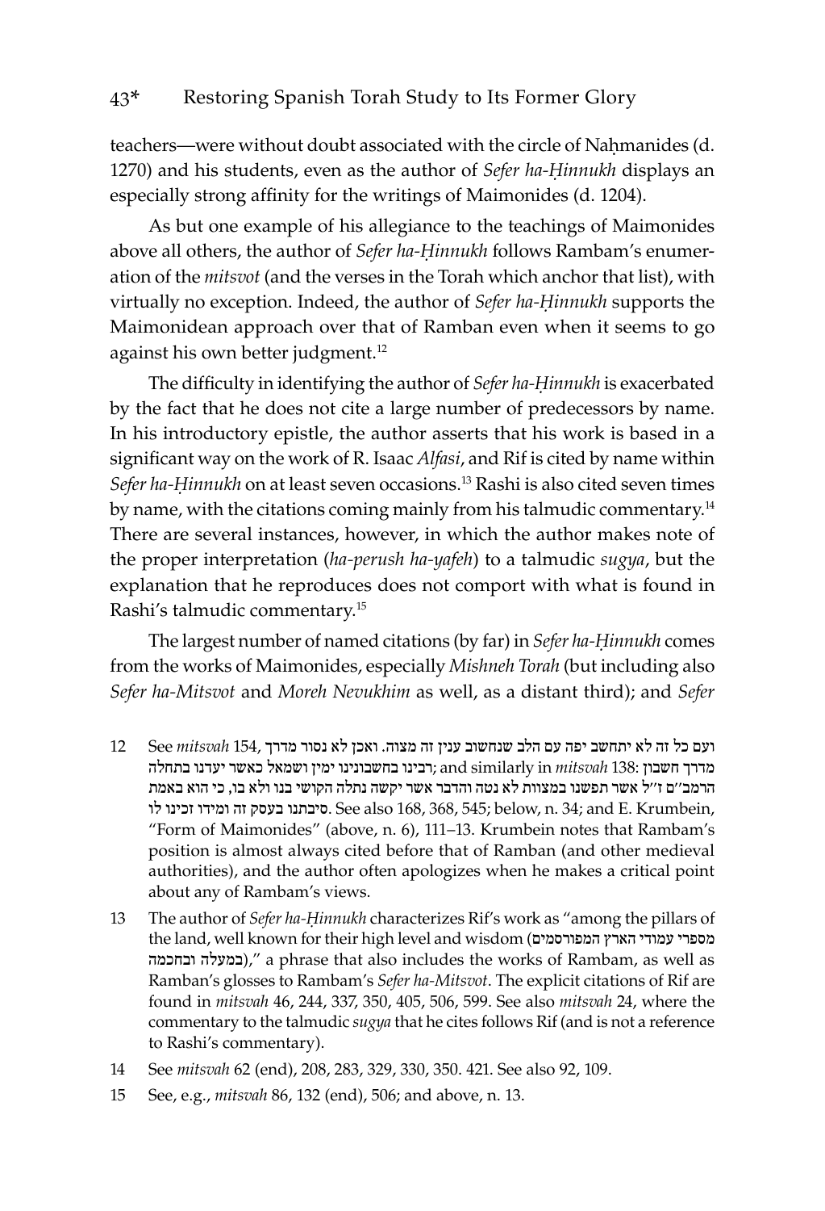teachers—were without doubt associated with the circle of Naḥmanides (d. 1270) and his students, even as the author of *Sefer ha-Ḥinnukh* displays an especially strong affinity for the writings of Maimonides (d. 1204).

As but one example of his allegiance to the teachings of Maimonides above all others, the author of *Sefer ha-Ḥinnukh* follows Rambam's enumeration of the *mitsvot* (and the verses in the Torah which anchor that list), with virtually no exception. Indeed, the author of *Sefer ha-Ḥinnukh* supports the Maimonidean approach over that of Ramban even when it seems to go against his own better judgment.[12]

The difficulty in identifying the author of *Sefer ha-Ḥinnukh* is exacerbated by the fact that he does not cite a large number of predecessors by name. In his introductory epistle, the author asserts that his work is based in a significant way on the work of R. Isaac *Alfasi*, and Rif is cited by name within *Sefer ha-Ḥinnukh* on at least seven occasions.[13] Rashi is also cited seven times by name, with the citations coming mainly from his talmudic commentary.[14] There are several instances, however, in which the author makes note of the proper interpretation (*ha-perush ha-yafeh*) to a talmudic *sugya*, but the explanation that he reproduces does not comport with what is found in Rashi's talmudic commentary.[15]

The largest number of named citations (by far) in *Sefer ha-Ḥinnukh* comes from the works of Maimonides, especially *Mishneh Torah* (but including also *Sefer ha-Mitsvot* and *Moreh Nevukhim* as well, as a distant third); and *Sefer*

12 See *mitsvah* 154, ועם כל זה לא יתחשב יפה עם הלב שנחשוב ענין זה מצוה. ואכן לא נסור מדרך רבינו בחשבונינו ימין ושמאל כאשר יעדנו בתחלה; and similarly in *mitsvah* 138: מדרך חשבון הרמב״ם ז״ל אשר תפשנו במצוות לא נטה והדבר אשר יקשה נתלה הקושי בנו ולא בו, כי הוא באמת סיבתנו בעסק זה ומידו זכינו לו. See also 168, 368, 545; below, n. 34; and E. Krumbein, "Form of Maimonides" (above, n. 6), 111–13. Krumbein notes that Rambam's position is almost always cited before that of Ramban (and other medieval authorities), and the author often apologizes when he makes a critical point about any of Rambam's views.

13 The author of *Sefer ha-Ḥinnukh* characterizes Rif's work as "among the pillars of the land, well known for their high level and wisdom (מספרי עמודי הארץ המפורסמים במעלה ובחכמה)," a phrase that also includes the works of Rambam, as well as Ramban's glosses to Rambam's *Sefer ha-Mitsvot*. The explicit citations of Rif are found in *mitsvah* 46, 244, 337, 350, 405, 506, 599. See also *mitsvah* 24, where the commentary to the talmudic *sugya* that he cites follows Rif (and is not a reference to Rashi's commentary).

14 See *mitsvah* 62 (end), 208, 283, 329, 330, 350. 421. See also 92, 109.

15 See, e.g., *mitsvah* 86, 132 (end), 506; and above, n. 13.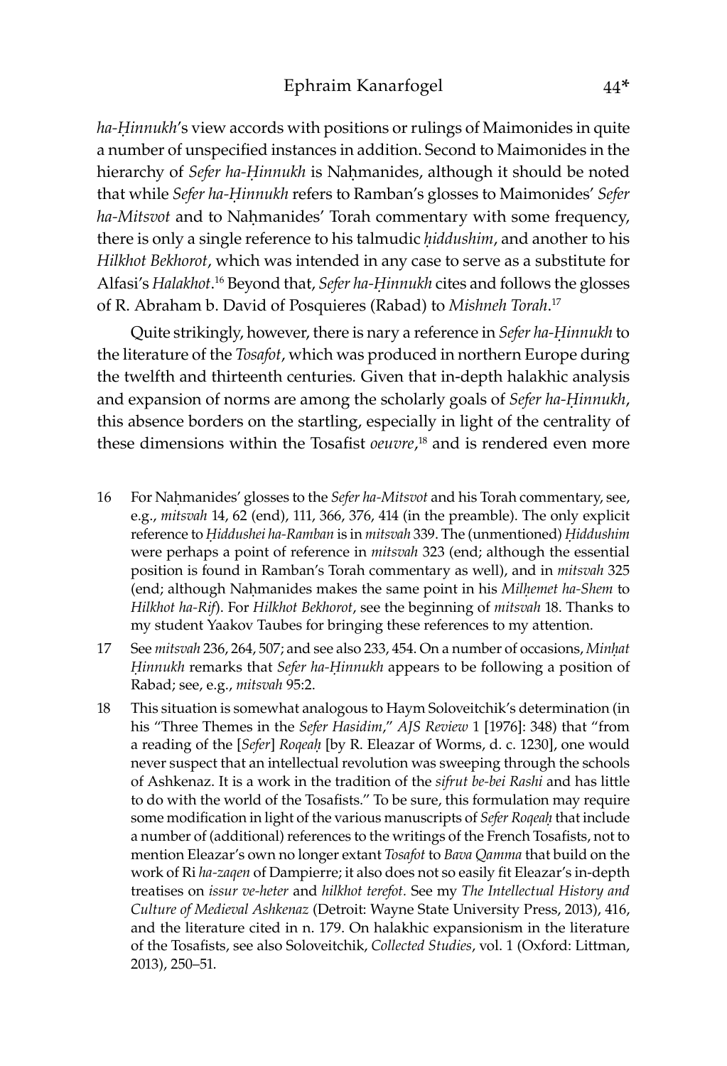*ha-Ḥinnukh*'s view accords with positions or rulings of Maimonides in quite a number of unspecified instances in addition. Second to Maimonides in the hierarchy of *Sefer ha-Ḥinnukh* is Naḥmanides, although it should be noted that while *Sefer ha-Ḥinnukh* refers to Ramban's glosses to Maimonides' *Sefer ha-Mitsvot* and to Naḥmanides' Torah commentary with some frequency, there is only a single reference to his talmudic *ḥiddushim*, and another to his *Hilkhot Bekhorot*, which was intended in any case to serve as a substitute for Alfasi's *Halakhot*.[16] Beyond that, *Sefer ha-Ḥinnukh* cites and follows the glosses of R. Abraham b. David of Posquieres (Rabad) to *Mishneh Torah*.[17]

Quite strikingly, however, there is nary a reference in *Sefer ha-Ḥinnukh* to the literature of the *Tosafot*, which was produced in northern Europe during the twelfth and thirteenth centuries. Given that in-depth halakhic analysis and expansion of norms are among the scholarly goals of *Sefer ha-Ḥinnukh*, this absence borders on the startling, especially in light of the centrality of these dimensions within the Tosafist *oeuvre*,[18] and is rendered even more

16 For Naḥmanides' glosses to the *Sefer ha-Mitsvot* and his Torah commentary, see, e.g., *mitsvah* 14, 62 (end), 111, 366, 376, 414 (in the preamble). The only explicit reference to *Ḥiddushei ha-Ramban* is in *mitsvah* 339. The (unmentioned) *Ḥiddushim* were perhaps a point of reference in *mitsvah* 323 (end; although the essential position is found in Ramban's Torah commentary as well), and in *mitsvah* 325 (end; although Naḥmanides makes the same point in his *Milḥemet ha-Shem* to *Hilkhot ha-Rif*). For *Hilkhot Bekhorot*, see the beginning of *mitsvah* 18. Thanks to my student Yaakov Taubes for bringing these references to my attention.

17 See *mitsvah* 236, 264, 507; and see also 233, 454. On a number of occasions, *Minḥat Ḥinnukh* remarks that *Sefer ha-Ḥinnukh* appears to be following a position of Rabad; see, e.g., *mitsvah* 95:2.

18 This situation is somewhat analogous to Haym Soloveitchik's determination (in his "Three Themes in the *Sefer Hasidim*," *AJS Review* 1 [1976]: 348) that "from a reading of the [*Sefer*] *Roqeaḥ* [by R. Eleazar of Worms, d. c. 1230], one would never suspect that an intellectual revolution was sweeping through the schools of Ashkenaz. It is a work in the tradition of the *sifrut be-bei Rashi* and has little to do with the world of the Tosafists." To be sure, this formulation may require some modification in light of the various manuscripts of *Sefer Roqeaḥ* that include a number of (additional) references to the writings of the French Tosafists, not to mention Eleazar's own no longer extant *Tosafot* to *Bava Qamma* that build on the work of Ri *ha-zaqen* of Dampierre; it also does not so easily fit Eleazar's in-depth treatises on *issur ve-heter* and *hilkhot terefot*. See my *The Intellectual History and Culture of Medieval Ashkenaz* (Detroit: Wayne State University Press, 2013), 416, and the literature cited in n. 179. On halakhic expansionism in the literature of the Tosafists, see also Soloveitchik, *Collected Studies*, vol. 1 (Oxford: Littman, 2013), 250–51.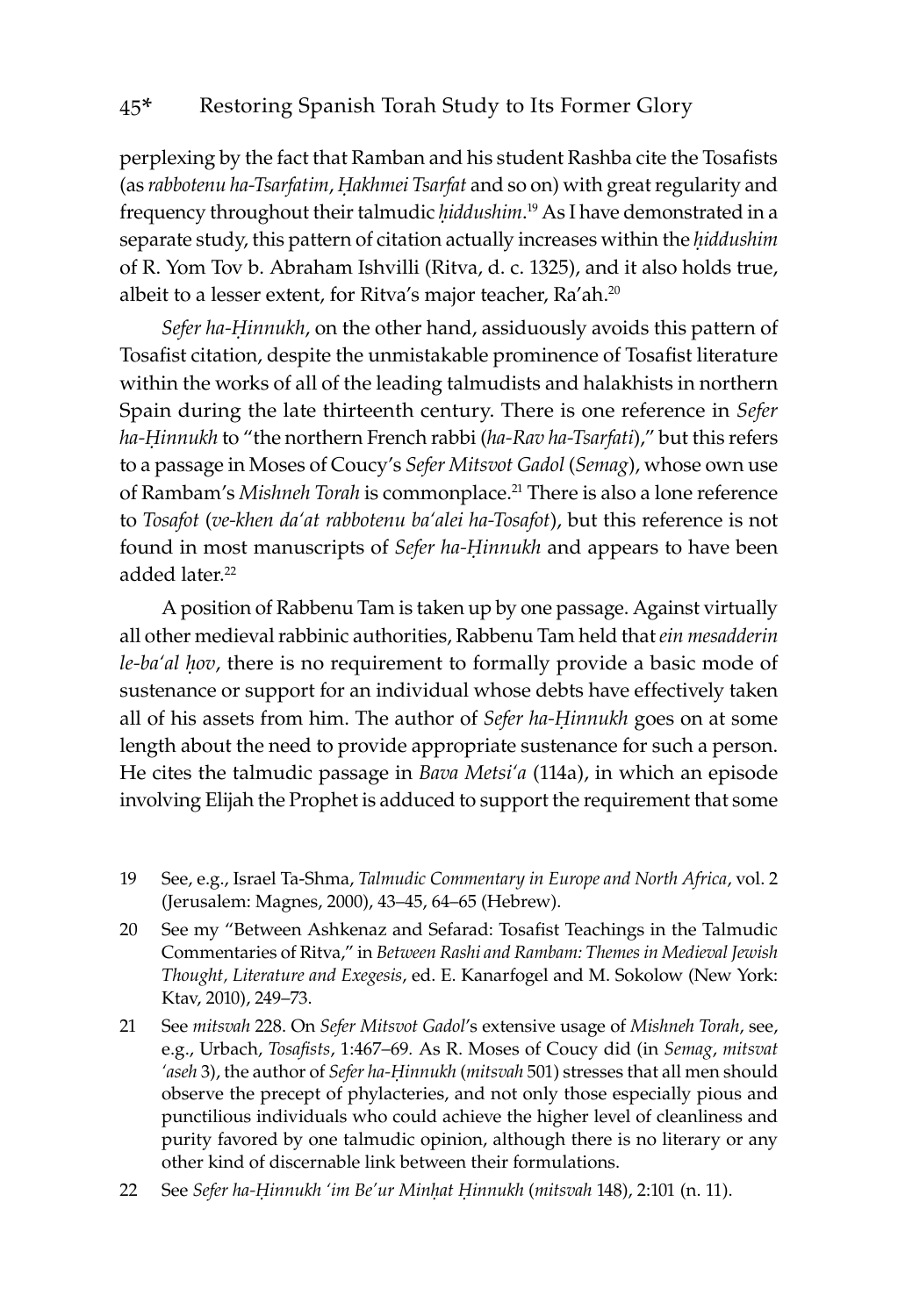perplexing by the fact that Ramban and his student Rashba cite the Tosafists (as *rabbotenu ha-Tsarfatim*, *Ḥakhmei Tsarfat* and so on) with great regularity and frequency throughout their talmudic *ḥiddushim*.[19] As I have demonstrated in a separate study, this pattern of citation actually increases within the *ḥiddushim* of R. Yom Tov b. Abraham Ishvilli (Ritva, d. c. 1325), and it also holds true, albeit to a lesser extent, for Ritva's major teacher, Ra'ah.[20]

*Sefer ha-Ḥinnukh*, on the other hand, assiduously avoids this pattern of Tosafist citation, despite the unmistakable prominence of Tosafist literature within the works of all of the leading talmudists and halakhists in northern Spain during the late thirteenth century. There is one reference in *Sefer ha-Ḥinnukh* to "the northern French rabbi (*ha-Rav ha-Tsarfati*)," but this refers to a passage in Moses of Coucy's *Sefer Mitsvot Gadol* (*Semag*), whose own use of Rambam's *Mishneh Torah* is commonplace.[21] There is also a lone reference to *Tosafot* (*ve-khen da'at rabbotenu ba'alei ha-Tosafot*), but this reference is not found in most manuscripts of *Sefer ha-Ḥinnukh* and appears to have been added later.[22]

A position of Rabbenu Tam is taken up by one passage. Against virtually all other medieval rabbinic authorities, Rabbenu Tam held that *ein mesadderin le-ba'al ḥov*, there is no requirement to formally provide a basic mode of sustenance or support for an individual whose debts have effectively taken all of his assets from him. The author of *Sefer ha-Ḥinnukh* goes on at some length about the need to provide appropriate sustenance for such a person. He cites the talmudic passage in *Bava Metsi'a* (114a), in which an episode involving Elijah the Prophet is adduced to support the requirement that some

19 See, e.g., Israel Ta-Shma, *Talmudic Commentary in Europe and North Africa*, vol. 2 (Jerusalem: Magnes, 2000), 43–45, 64–65 (Hebrew).

20 See my "Between Ashkenaz and Sefarad: Tosafist Teachings in the Talmudic Commentaries of Ritva," in *Between Rashi and Rambam: Themes in Medieval Jewish Thought, Literature and Exegesis*, ed. E. Kanarfogel and M. Sokolow (New York: Ktav, 2010), 249–73.

21 See *mitsvah* 228. On *Sefer Mitsvot Gadol*'s extensive usage of *Mishneh Torah*, see, e.g., Urbach, *Tosafists*, 1:467–69. As R. Moses of Coucy did (in *Semag*, *mitsvat 'aseh* 3), the author of *Sefer ha-Ḥinnukh* (*mitsvah* 501) stresses that all men should observe the precept of phylacteries, and not only those especially pious and punctilious individuals who could achieve the higher level of cleanliness and purity favored by one talmudic opinion, although there is no literary or any other kind of discernable link between their formulations.

22 See *Sefer ha-Ḥinnukh 'im Be'ur Minḥat Ḥinnukh* (*mitsvah* 148), 2:101 (n. 11).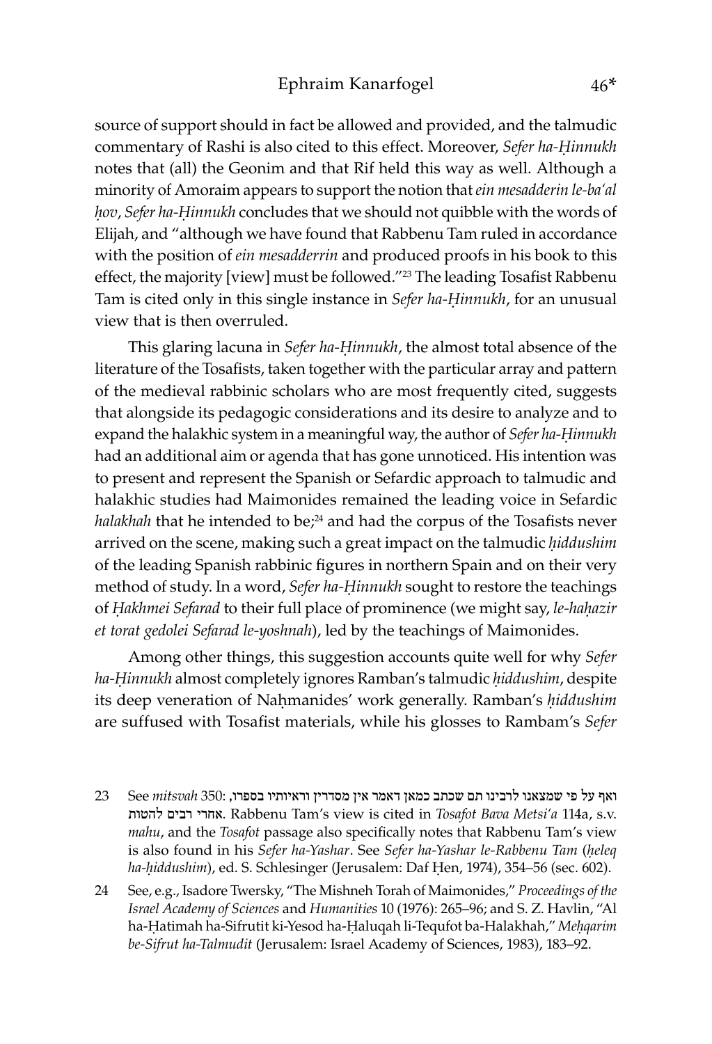source of support should in fact be allowed and provided, and the talmudic commentary of Rashi is also cited to this effect. Moreover, *Sefer ha-Ḥinnukh* notes that (all) the Geonim and that Rif held this way as well. Although a minority of Amoraim appears to support the notion that *ein mesadderin le-ba'al ḥov*, *Sefer ha-Ḥinnukh* concludes that we should not quibble with the words of Elijah, and "although we have found that Rabbenu Tam ruled in accordance with the position of *ein mesadderrin* and produced proofs in his book to this effect, the majority [view] must be followed."[23] The leading Tosafist Rabbenu Tam is cited only in this single instance in *Sefer ha-Ḥinnukh*, for an unusual view that is then overruled.

This glaring lacuna in *Sefer ha-Ḥinnukh*, the almost total absence of the literature of the Tosafists, taken together with the particular array and pattern of the medieval rabbinic scholars who are most frequently cited, suggests that alongside its pedagogic considerations and its desire to analyze and to expand the halakhic system in a meaningful way, the author of *Sefer ha-Ḥinnukh* had an additional aim or agenda that has gone unnoticed. His intention was to present and represent the Spanish or Sefardic approach to talmudic and halakhic studies had Maimonides remained the leading voice in Sefardic *halakhah* that he intended to be;[24] and had the corpus of the Tosafists never arrived on the scene, making such a great impact on the talmudic *ḥiddushim* of the leading Spanish rabbinic figures in northern Spain and on their very method of study. In a word, *Sefer ha-Ḥinnukh* sought to restore the teachings of *Ḥakhmei Sefarad* to their full place of prominence (we might say, *le-haḥazir et torat gedolei Sefarad le-yoshnah*), led by the teachings of Maimonides.

Among other things, this suggestion accounts quite well for why *Sefer ha-Ḥinnukh* almost completely ignores Ramban's talmudic *ḥiddushim*, despite its deep veneration of Naḥmanides' work generally. Ramban's *ḥiddushim* are suffused with Tosafist materials, while his glosses to Rambam's *Sefer*

23 See *mitsvah* 350: ואף על פי שמצאנו לרבינו תם שכתב כמאן דאמר אין מסדרין וראיותיו בספרו, אחרי רבים להטות. Rabbenu Tam's view is cited in *Tosafot Bava Metsi'a* 114a, s.v. *mahu*, and the *Tosafot* passage also specifically notes that Rabbenu Tam's view is also found in his *Sefer ha-Yashar*. See *Sefer ha-Yashar le-Rabbenu Tam* (*ḥeleq ha-ḥiddushim*), ed. S. Schlesinger (Jerusalem: Daf Ḥen, 1974), 354–56 (sec. 602).

24 See, e.g., Isadore Twersky, "The Mishneh Torah of Maimonides," *Proceedings of the Israel Academy of Sciences* and *Humanities* 10 (1976): 265–96; and S. Z. Havlin, "Al ha-Ḥatimah ha-Sifrutit ki-Yesod ha-Ḥaluqah li-Tequfot ba-Halakhah," *Meḥqarim be-Sifrut ha-Talmudit* (Jerusalem: Israel Academy of Sciences, 1983), 183–92.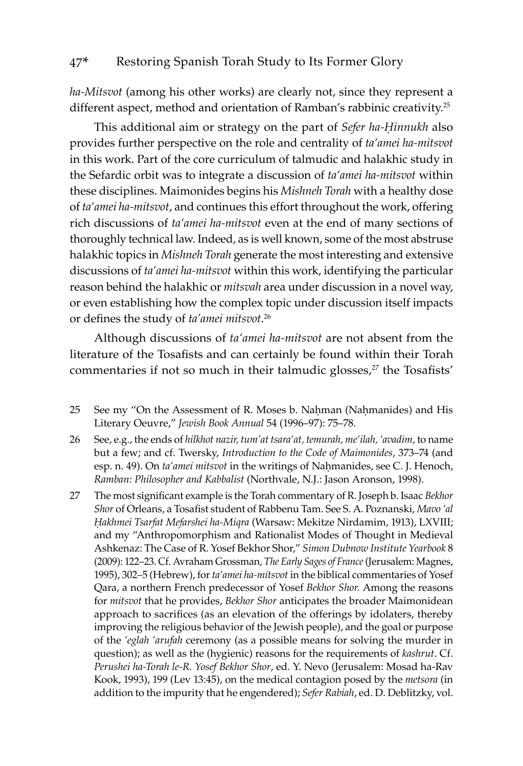*ha-Mitsvot* (among his other works) are clearly not, since they represent a different aspect, method and orientation of Ramban's rabbinic creativity.[25]

This additional aim or strategy on the part of *Sefer ha-Ḥinnukh* also provides further perspective on the role and centrality of *ta'amei ha-mitsvot* in this work. Part of the core curriculum of talmudic and halakhic study in the Sefardic orbit was to integrate a discussion of *ta'amei ha-mitsvot* within these disciplines. Maimonides begins his *Mishneh Torah* with a healthy dose of *ta'amei ha-mitsvot*, and continues this effort throughout the work, offering rich discussions of *ta'amei ha-mitsvot* even at the end of many sections of thoroughly technical law. Indeed, as is well known, some of the most abstruse halakhic topics in *Mishneh Torah* generate the most interesting and extensive discussions of *ta'amei ha-mitsvot* within this work, identifying the particular reason behind the halakhic or *mitsvah* area under discussion in a novel way, or even establishing how the complex topic under discussion itself impacts or defines the study of *ta'amei mitsvot*.[26]

Although discussions of *ta'amei ha-mitsvot* are not absent from the literature of the Tosafists and can certainly be found within their Torah commentaries if not so much in their talmudic glosses,[27] the Tosafists'

25 See my "On the Assessment of R. Moses b. Naḥman (Naḥmanides) and His Literary Oeuvre," *Jewish Book Annual* 54 (1996–97): 75–78.

26 See, e.g., the ends of *hilkhot nazir, tum'at tsara'at, temurah, me'ilah, 'avadim*, to name but a few; and cf. Twersky, *Introduction to the Code of Maimonides*, 373–74 (and esp. n. 49). On *ta'amei mitsvot* in the writings of Naḥmanides, see C. J. Henoch, *Ramban: Philosopher and Kabbalist* (Northvale, N.J.: Jason Aronson, 1998).

27 The most significant example is the Torah commentary of R. Joseph b. Isaac *Bekhor Shor* of Orleans, a Tosafist student of Rabbenu Tam. See S. A. Poznanski, *Mavo 'al Ḥakhmei Tsarfat Mefarshei ha-Miqra* (Warsaw: Mekitze Nirdamim, 1913), LXVIII; and my "Anthropomorphism and Rationalist Modes of Thought in Medieval Ashkenaz: The Case of R. Yosef Bekhor Shor," *Simon Dubnow Institute Yearbook* 8 (2009): 122–23. Cf. Avraham Grossman, *The Early Sages of France* (Jerusalem: Magnes, 1995), 302–5 (Hebrew), for *ta'amei ha-mitsvot* in the biblical commentaries of Yosef Qara, a northern French predecessor of Yosef *Bekhor Shor.* Among the reasons for *mitsvot* that he provides, *Bekhor Shor* anticipates the broader Maimonidean approach to sacrifices (as an elevation of the offerings by idolaters, thereby improving the religious behavior of the Jewish people), and the goal or purpose of the *'eglah 'arufah* ceremony (as a possible means for solving the murder in question); as well as the (hygienic) reasons for the requirements of *kashrut*. Cf. *Perushei ha-Torah le-R. Yosef Bekhor Shor*, ed. Y. Nevo (Jerusalem: Mosad ha-Rav Kook, 1993), 199 (Lev 13:45), on the medical contagion posed by the *metsora* (in addition to the impurity that he engendered); *Sefer Rabiah*, ed. D. Deblitzky, vol.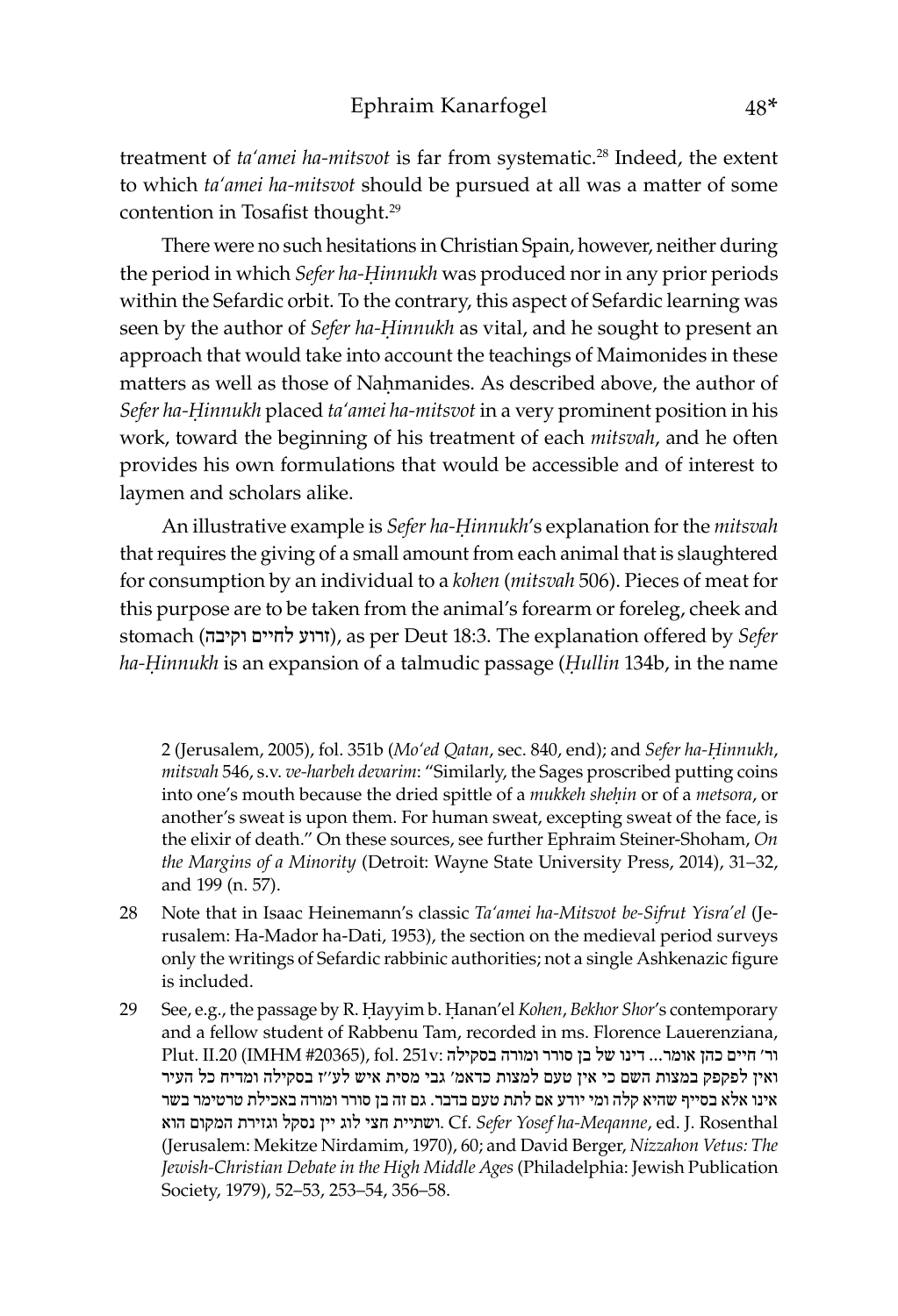treatment of *ta'amei ha-mitsvot* is far from systematic.[28] Indeed, the extent to which *ta'amei ha-mitsvot* should be pursued at all was a matter of some contention in Tosafist thought.[29]

There were no such hesitations in Christian Spain, however, neither during the period in which *Sefer ha-Ḥinnukh* was produced nor in any prior periods within the Sefardic orbit. To the contrary, this aspect of Sefardic learning was seen by the author of *Sefer ha-Ḥinnukh* as vital, and he sought to present an approach that would take into account the teachings of Maimonides in these matters as well as those of Naḥmanides. As described above, the author of *Sefer ha-Ḥinnukh* placed *ta'amei ha-mitsvot* in a very prominent position in his work, toward the beginning of his treatment of each *mitsvah*, and he often provides his own formulations that would be accessible and of interest to laymen and scholars alike.

An illustrative example is *Sefer ha-Ḥinnukh*'s explanation for the *mitsvah* that requires the giving of a small amount from each animal that is slaughtered for consumption by an individual to a *kohen* (*mitsvah* 506). Pieces of meat for this purpose are to be taken from the animal's forearm or foreleg, cheek and stomach (זרוע לחיים וקיבה), as per Deut 18:3. The explanation offered by *Sefer ha-Ḥinnukh* is an expansion of a talmudic passage (*Ḥullin* 134b, in the name

2 (Jerusalem, 2005), fol. 351b (*Mo'ed Qatan*, sec. 840, end); and *Sefer ha-Ḥinnukh*, *mitsvah* 546, s.v. *ve-harbeh devarim*: "Similarly, the Sages proscribed putting coins into one's mouth because the dried spittle of a *mukkeh sheḥin* or of a *metsora*, or another's sweat is upon them. For human sweat, excepting sweat of the face, is the elixir of death." On these sources, see further Ephraim Steiner-Shoham, *On the Margins of a Minority* (Detroit: Wayne State University Press, 2014), 31–32, and 199 (n. 57).

28 Note that in Isaac Heinemann's classic *Ta'amei ha-Mitsvot be-Sifrut Yisra'el* (Jerusalem: Ha-Mador ha-Dati, 1953), the section on the medieval period surveys only the writings of Sefardic rabbinic authorities; not a single Ashkenazic figure is included.

29 See, e.g., the passage by R. Ḥayyim b. Ḥanan'el *Kohen*, *Bekhor Shor*'s contemporary and a fellow student of Rabbenu Tam, recorded in ms. Florence Lauerenziana, Plut. II.20 (IMHM #20365), fol. 251v: ור' חיים כהן אומר... דינו של בן סורר ומורה בסקילה ואין לפקפק במצות השם כי אין טעם למצות כדאמ' גבי מסית איש לע"ז בסקילה ומדיח כל העיר אינו אלא בסייף שהיא קלה ומי יודע אם לתת טעם בדבר. גם זה בן סורר ומורה באכילת טרטימר בשר ושתיית חצי לוג יין נסקל וגזירת המקום הוא. Cf. *Sefer Yosef ha-Meqanne*, ed. J. Rosenthal (Jerusalem: Mekitze Nirdamim, 1970), 60; and David Berger, *Nizzahon Vetus: The Jewish-Christian Debate in the High Middle Ages* (Philadelphia: Jewish Publication Society, 1979), 52–53, 253–54, 356–58.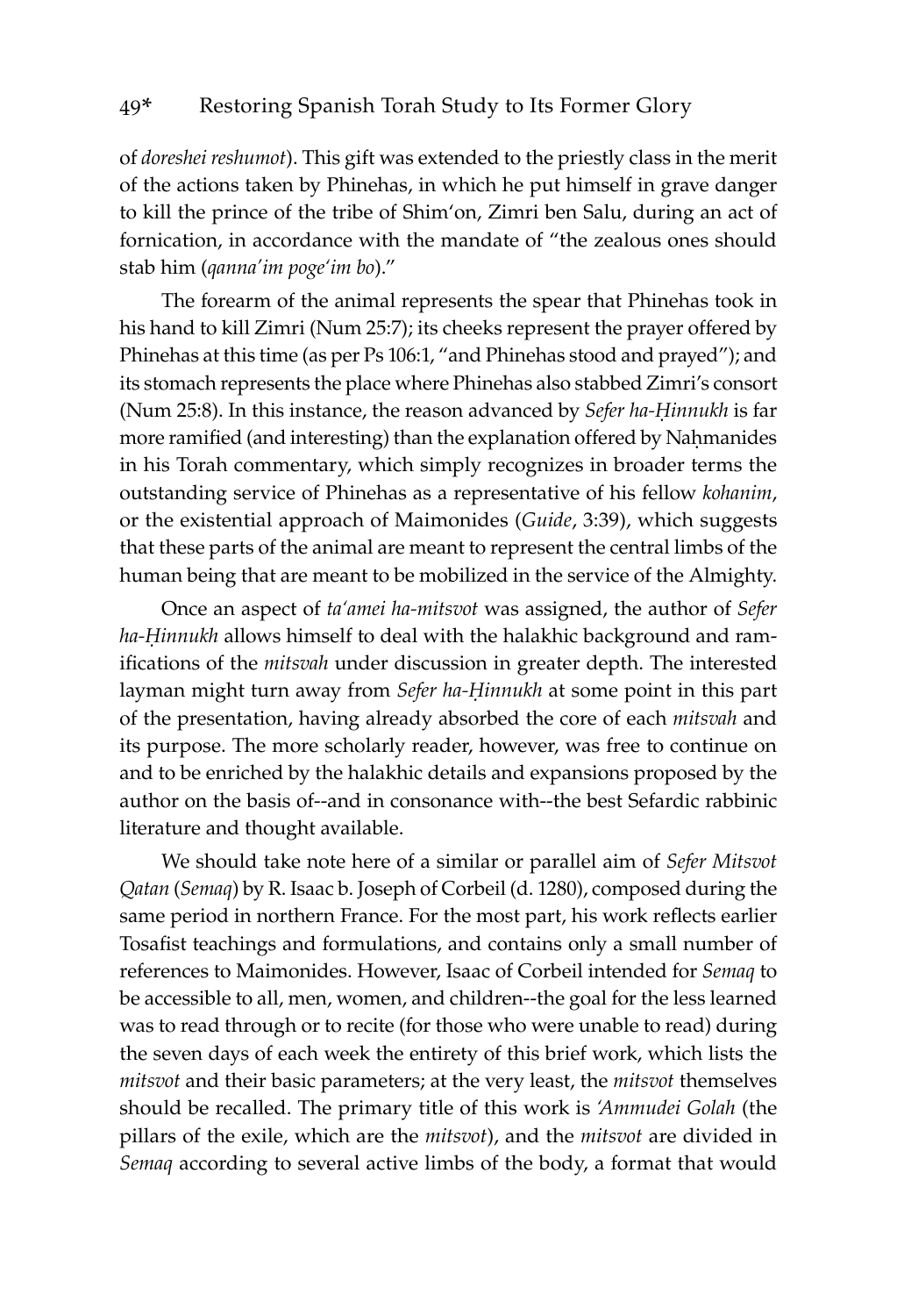of *doreshei reshumot*). This gift was extended to the priestly class in the merit of the actions taken by Phinehas, in which he put himself in grave danger to kill the prince of the tribe of Shim'on, Zimri ben Salu, during an act of fornication, in accordance with the mandate of "the zealous ones should stab him (*qanna'im poge'im bo*)."

The forearm of the animal represents the spear that Phinehas took in his hand to kill Zimri (Num 25:7); its cheeks represent the prayer offered by Phinehas at this time (as per Ps 106:1, "and Phinehas stood and prayed"); and its stomach represents the place where Phinehas also stabbed Zimri's consort (Num 25:8). In this instance, the reason advanced by *Sefer ha-Ḥinnukh* is far more ramified (and interesting) than the explanation offered by Naḥmanides in his Torah commentary, which simply recognizes in broader terms the outstanding service of Phinehas as a representative of his fellow *kohanim*, or the existential approach of Maimonides (*Guide*, 3:39), which suggests that these parts of the animal are meant to represent the central limbs of the human being that are meant to be mobilized in the service of the Almighty.

Once an aspect of *ta'amei ha-mitsvot* was assigned, the author of *Sefer ha-Ḥinnukh* allows himself to deal with the halakhic background and ramifications of the *mitsvah* under discussion in greater depth. The interested layman might turn away from *Sefer ha-Ḥinnukh* at some point in this part of the presentation, having already absorbed the core of each *mitsvah* and its purpose. The more scholarly reader, however, was free to continue on and to be enriched by the halakhic details and expansions proposed by the author on the basis of--and in consonance with--the best Sefardic rabbinic literature and thought available.

We should take note here of a similar or parallel aim of *Sefer Mitsvot Qatan* (*Semaq*) by R. Isaac b. Joseph of Corbeil (d. 1280), composed during the same period in northern France. For the most part, his work reflects earlier Tosafist teachings and formulations, and contains only a small number of references to Maimonides. However, Isaac of Corbeil intended for *Semaq* to be accessible to all, men, women, and children--the goal for the less learned was to read through or to recite (for those who were unable to read) during the seven days of each week the entirety of this brief work, which lists the *mitsvot* and their basic parameters; at the very least, the *mitsvot* themselves should be recalled. The primary title of this work is *'Ammudei Golah* (the pillars of the exile, which are the *mitsvot*), and the *mitsvot* are divided in *Semaq* according to several active limbs of the body, a format that would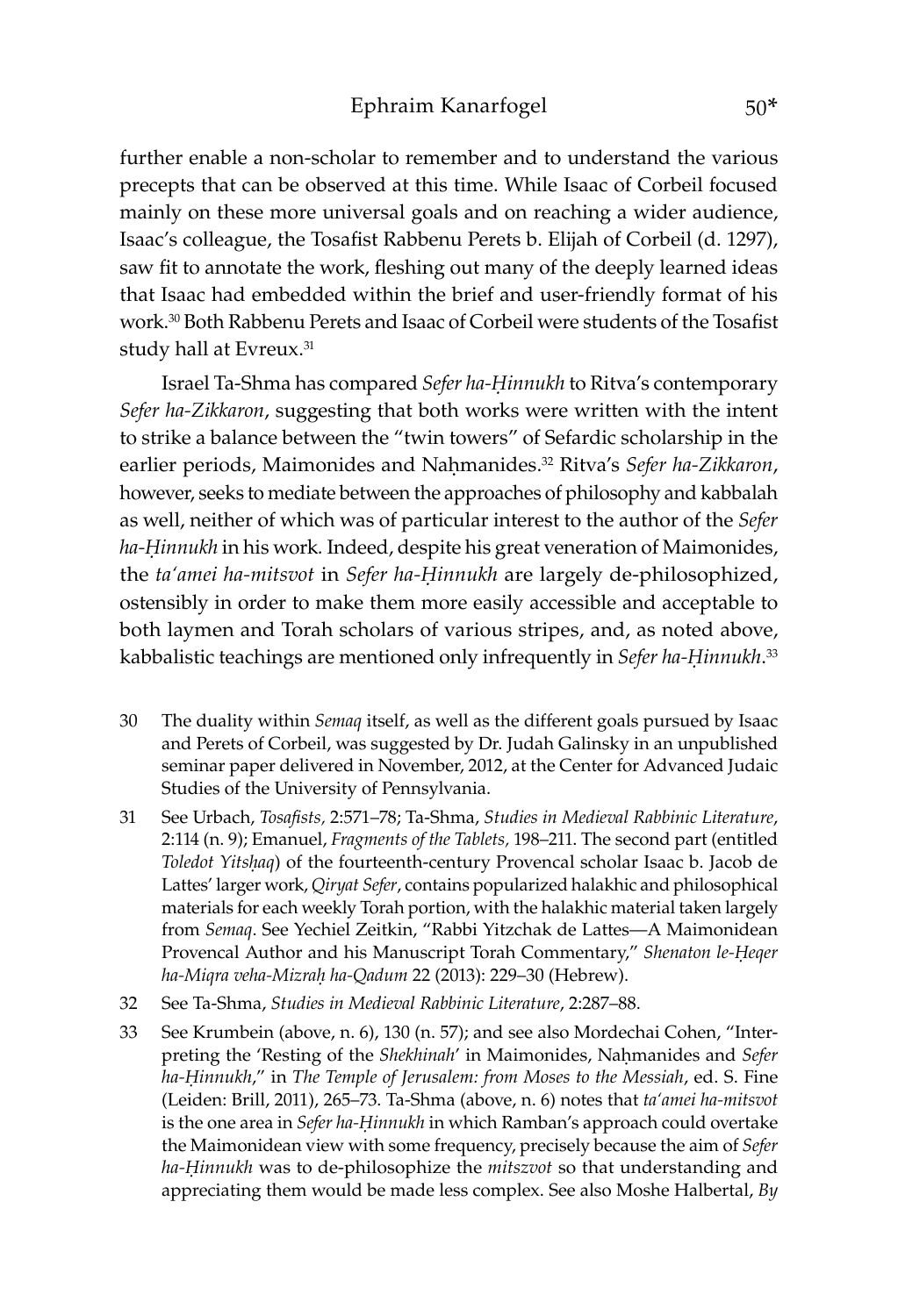further enable a non-scholar to remember and to understand the various precepts that can be observed at this time. While Isaac of Corbeil focused mainly on these more universal goals and on reaching a wider audience, Isaac's colleague, the Tosafist Rabbenu Perets b. Elijah of Corbeil (d. 1297), saw fit to annotate the work, fleshing out many of the deeply learned ideas that Isaac had embedded within the brief and user-friendly format of his work.[30] Both Rabbenu Perets and Isaac of Corbeil were students of the Tosafist study hall at Evreux.[31]

Israel Ta-Shma has compared *Sefer ha-Ḥinnukh* to Ritva's contemporary *Sefer ha-Zikkaron*, suggesting that both works were written with the intent to strike a balance between the "twin towers" of Sefardic scholarship in the earlier periods, Maimonides and Naḥmanides.[32] Ritva's *Sefer ha-Zikkaron*, however, seeks to mediate between the approaches of philosophy and kabbalah as well, neither of which was of particular interest to the author of the *Sefer ha-Ḥinnukh* in his work. Indeed, despite his great veneration of Maimonides, the *ta'amei ha-mitsvot* in *Sefer ha-Ḥinnukh* are largely de-philosophized, ostensibly in order to make them more easily accessible and acceptable to both laymen and Torah scholars of various stripes, and, as noted above, kabbalistic teachings are mentioned only infrequently in *Sefer ha-Ḥinnukh*.[33]

30 The duality within *Semaq* itself, as well as the different goals pursued by Isaac and Perets of Corbeil, was suggested by Dr. Judah Galinsky in an unpublished seminar paper delivered in November, 2012, at the Center for Advanced Judaic Studies of the University of Pennsylvania.

31 See Urbach, *Tosafists,* 2:571–78; Ta-Shma, *Studies in Medieval Rabbinic Literature*, 2:114 (n. 9); Emanuel, *Fragments of the Tablets,* 198–211. The second part (entitled *Toledot Yitsḥaq*) of the fourteenth-century Provencal scholar Isaac b. Jacob de Lattes' larger work, *Qiryat Sefer*, contains popularized halakhic and philosophical materials for each weekly Torah portion, with the halakhic material taken largely from *Semaq*. See Yechiel Zeitkin, "Rabbi Yitzchak de Lattes—A Maimonidean Provencal Author and his Manuscript Torah Commentary," *Shenaton le-Ḥeqer ha-Miqra veha-Mizraḥ ha-Qadum* 22 (2013): 229–30 (Hebrew).

32 See Ta-Shma, *Studies in Medieval Rabbinic Literature*, 2:287–88.

33 See Krumbein (above, n. 6), 130 (n. 57); and see also Mordechai Cohen, "Interpreting the 'Resting of the *Shekhinah*' in Maimonides, Naḥmanides and *Sefer ha-Ḥinnukh*," in *The Temple of Jerusalem: from Moses to the Messiah*, ed. S. Fine (Leiden: Brill, 2011), 265–73. Ta-Shma (above, n. 6) notes that *ta'amei ha-mitsvot* is the one area in *Sefer ha-Ḥinnukh* in which Ramban's approach could overtake the Maimonidean view with some frequency, precisely because the aim of *Sefer ha-Ḥinnukh* was to de-philosophize the *mitszvot* so that understanding and appreciating them would be made less complex. See also Moshe Halbertal, *By*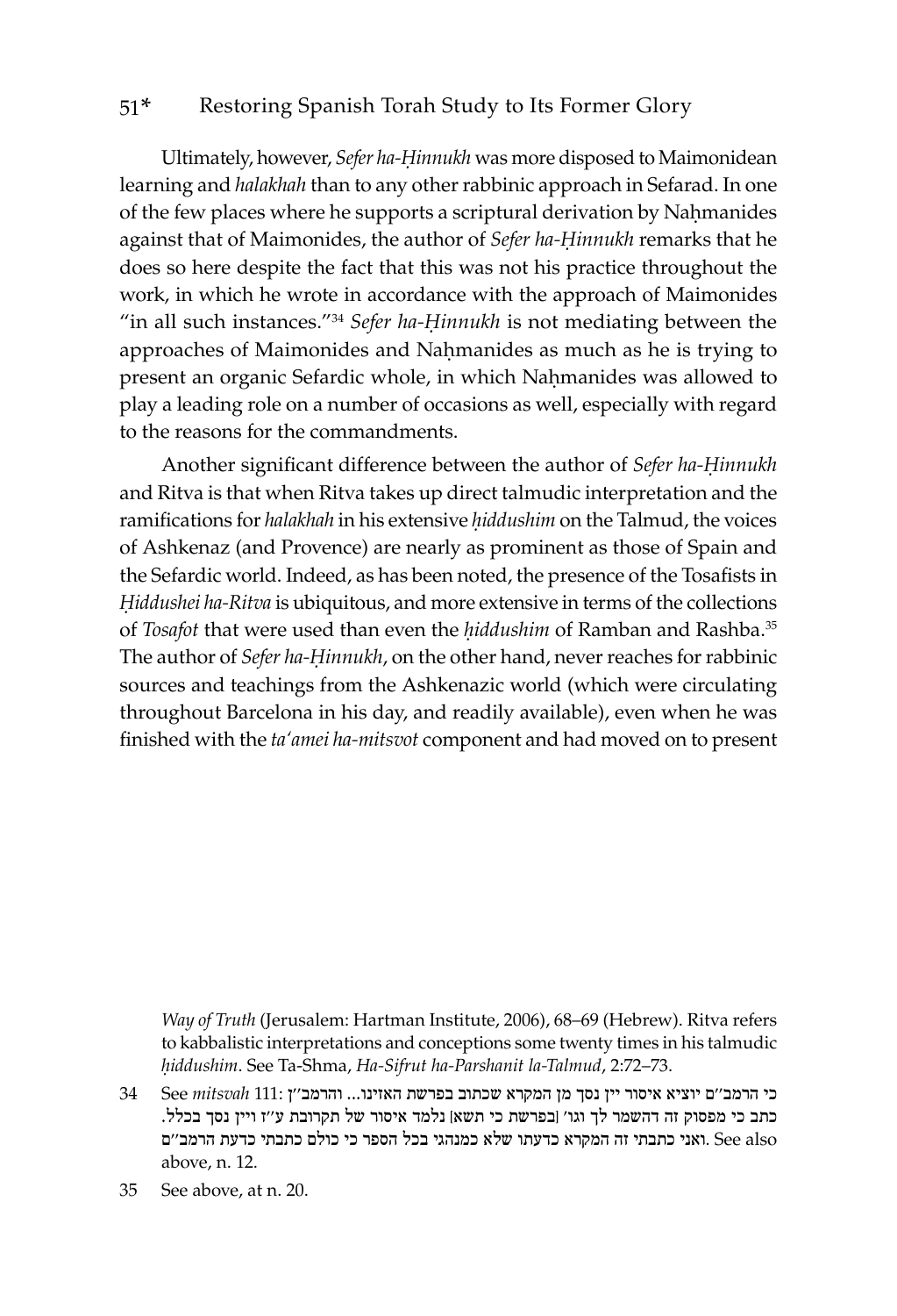Ultimately, however, *Sefer ha-Ḥinnukh* was more disposed to Maimonidean learning and *halakhah* than to any other rabbinic approach in Sefarad. In one of the few places where he supports a scriptural derivation by Naḥmanides against that of Maimonides, the author of *Sefer ha-Ḥinnukh* remarks that he does so here despite the fact that this was not his practice throughout the work, in which he wrote in accordance with the approach of Maimonides "in all such instances."[34] *Sefer ha-Ḥinnukh* is not mediating between the approaches of Maimonides and Naḥmanides as much as he is trying to present an organic Sefardic whole, in which Naḥmanides was allowed to play a leading role on a number of occasions as well, especially with regard to the reasons for the commandments.

Another significant difference between the author of *Sefer ha-Ḥinnukh* and Ritva is that when Ritva takes up direct talmudic interpretation and the ramifications for *halakhah* in his extensive *ḥiddushim* on the Talmud, the voices of Ashkenaz (and Provence) are nearly as prominent as those of Spain and the Sefardic world. Indeed, as has been noted, the presence of the Tosafists in *Ḥiddushei ha-Ritva* is ubiquitous, and more extensive in terms of the collections of *Tosafot* that were used than even the *ḥiddushim* of Ramban and Rashba.[35] The author of *Sefer ha-Ḥinnukh*, on the other hand, never reaches for rabbinic sources and teachings from the Ashkenazic world (which were circulating throughout Barcelona in his day, and readily available), even when he was finished with the *ta'amei ha-mitsvot* component and had moved on to present

---

*Way of Truth* (Jerusalem: Hartman Institute, 2006), 68–69 (Hebrew). Ritva refers to kabbalistic interpretations and conceptions some twenty times in his talmudic *ḥiddushim*. See Ta-Shma, *Ha-Sifrut ha-Parshanit la-Talmud*, 2:72–73.

34 See *mitsvah* 111: כי הרמב"ם יוציא איסור יין נסך מן המקרא שכתוב בפרשת האזינו... והרמב"ן כתב כי מפסוק זה דהשמר לך וגו' [בפרשת כי תשא] נלמד איסור של תקרובת ע"ז ויין נסך בכלל. ואני כתבתי זה המקרא כדעתו שלא כמנהגי בכל הספר כי כולם כתבתי כדעת הרמב"ם. See also above, n. 12.

35 See above, at n. 20.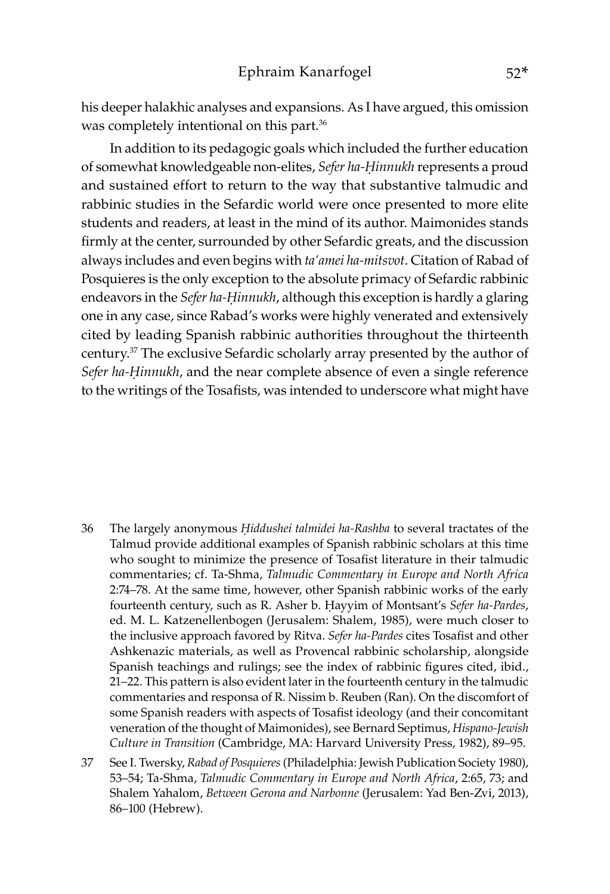his deeper halakhic analyses and expansions. As I have argued, this omission was completely intentional on this part.[36]

In addition to its pedagogic goals which included the further education of somewhat knowledgeable non-elites, *Sefer ha-Ḥinnukh* represents a proud and sustained effort to return to the way that substantive talmudic and rabbinic studies in the Sefardic world were once presented to more elite students and readers, at least in the mind of its author. Maimonides stands firmly at the center, surrounded by other Sefardic greats, and the discussion always includes and even begins with *ta'amei ha-mitsvot*. Citation of Rabad of Posquieres is the only exception to the absolute primacy of Sefardic rabbinic endeavors in the *Sefer ha-Ḥinnukh*, although this exception is hardly a glaring one in any case, since Rabad's works were highly venerated and extensively cited by leading Spanish rabbinic authorities throughout the thirteenth century.[37] The exclusive Sefardic scholarly array presented by the author of *Sefer ha-Ḥinnukh*, and the near complete absence of even a single reference to the writings of the Tosafists, was intended to underscore what might have

36 The largely anonymous *Ḥiddushei talmidei ha-Rashba* to several tractates of the Talmud provide additional examples of Spanish rabbinic scholars at this time who sought to minimize the presence of Tosafist literature in their talmudic commentaries; cf. Ta-Shma, *Talmudic Commentary in Europe and North Africa* 2:74–78. At the same time, however, other Spanish rabbinic works of the early fourteenth century, such as R. Asher b. Ḥayyim of Montsant's *Sefer ha-Pardes*, ed. M. L. Katzenellenbogen (Jerusalem: Shalem, 1985), were much closer to the inclusive approach favored by Ritva. *Sefer ha-Pardes* cites Tosafist and other Ashkenazic materials, as well as Provencal rabbinic scholarship, alongside Spanish teachings and rulings; see the index of rabbinic figures cited, ibid., 21–22. This pattern is also evident later in the fourteenth century in the talmudic commentaries and responsa of R. Nissim b. Reuben (Ran). On the discomfort of some Spanish readers with aspects of Tosafist ideology (and their concomitant veneration of the thought of Maimonides), see Bernard Septimus, *Hispano-Jewish Culture in Transition* (Cambridge, MA: Harvard University Press, 1982), 89–95.

37 See I. Twersky, *Rabad of Posquieres* (Philadelphia: Jewish Publication Society 1980), 53–54; Ta-Shma, *Talmudic Commentary in Europe and North Africa*, 2:65, 73; and Shalem Yahalom, *Between Gerona and Narbonne* (Jerusalem: Yad Ben-Zvi, 2013), 86–100 (Hebrew).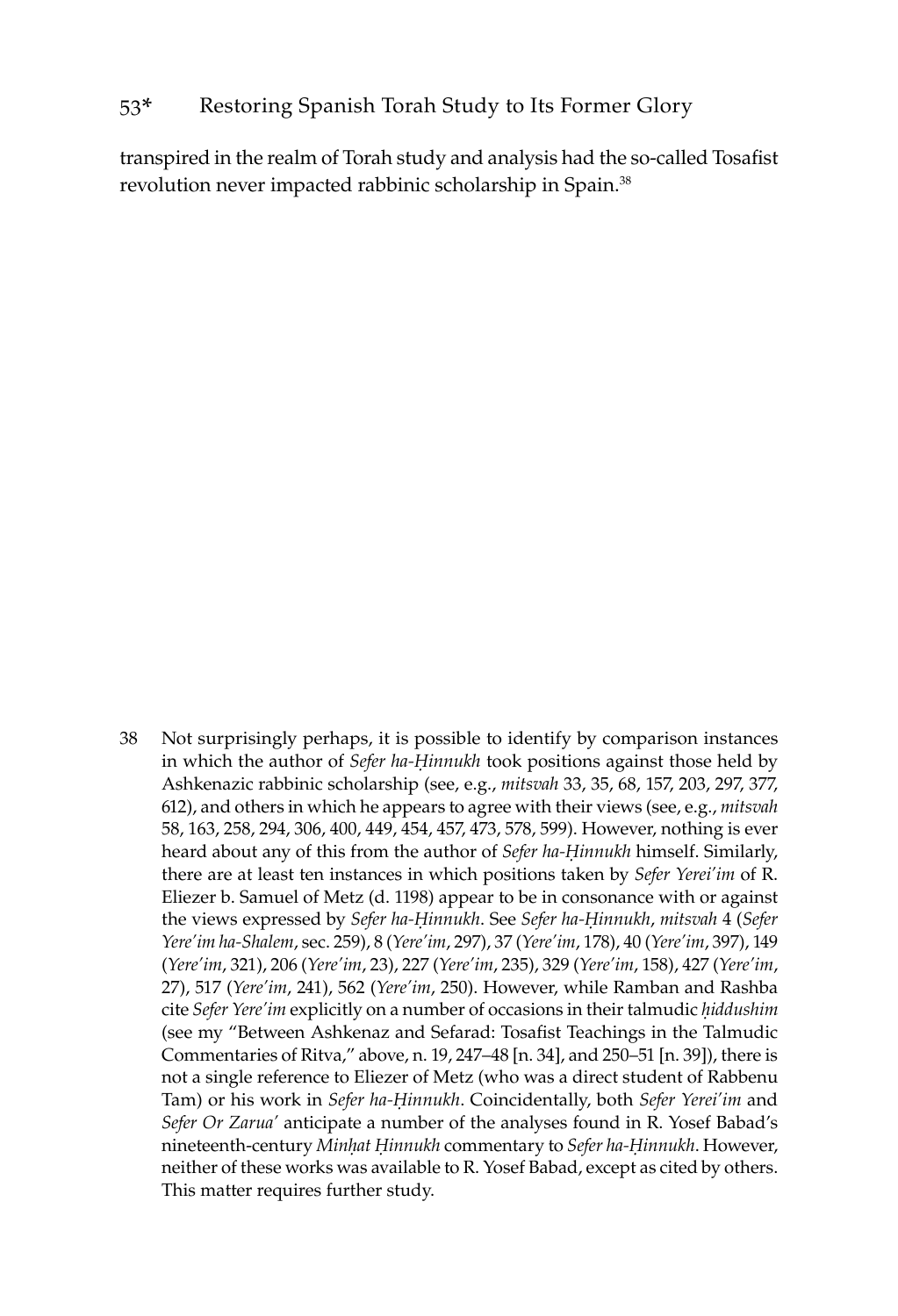transpired in the realm of Torah study and analysis had the so-called Tosafist revolution never impacted rabbinic scholarship in Spain.[38]

38 Not surprisingly perhaps, it is possible to identify by comparison instances in which the author of *Sefer ha-Ḥinnukh* took positions against those held by Ashkenazic rabbinic scholarship (see, e.g., *mitsvah* 33, 35, 68, 157, 203, 297, 377, 612), and others in which he appears to agree with their views (see, e.g., *mitsvah* 58, 163, 258, 294, 306, 400, 449, 454, 457, 473, 578, 599). However, nothing is ever heard about any of this from the author of *Sefer ha-Ḥinnukh* himself. Similarly, there are at least ten instances in which positions taken by *Sefer Yerei'im* of R. Eliezer b. Samuel of Metz (d. 1198) appear to be in consonance with or against the views expressed by *Sefer ha-Ḥinnukh*. See *Sefer ha-Ḥinnukh*, *mitsvah* 4 (*Sefer Yere'im ha-Shalem*, sec. 259), 8 (*Yere'im*, 297), 37 (*Yere'im*, 178), 40 (*Yere'im*, 397), 149 (*Yere'im*, 321), 206 (*Yere'im*, 23), 227 (*Yere'im*, 235), 329 (*Yere'im*, 158), 427 (*Yere'im*, 27), 517 (*Yere'im*, 241), 562 (*Yere'im*, 250). However, while Ramban and Rashba cite *Sefer Yere'im* explicitly on a number of occasions in their talmudic *ḥiddushim* (see my "Between Ashkenaz and Sefarad: Tosafist Teachings in the Talmudic Commentaries of Ritva," above, n. 19, 247–48 [n. 34], and 250–51 [n. 39]), there is not a single reference to Eliezer of Metz (who was a direct student of Rabbenu Tam) or his work in *Sefer ha-Ḥinnukh*. Coincidentally, both *Sefer Yerei'im* and *Sefer Or Zarua'* anticipate a number of the analyses found in R. Yosef Babad's nineteenth-century *Minḥat Ḥinnukh* commentary to *Sefer ha-Ḥinnukh*. However, neither of these works was available to R. Yosef Babad, except as cited by others. This matter requires further study.